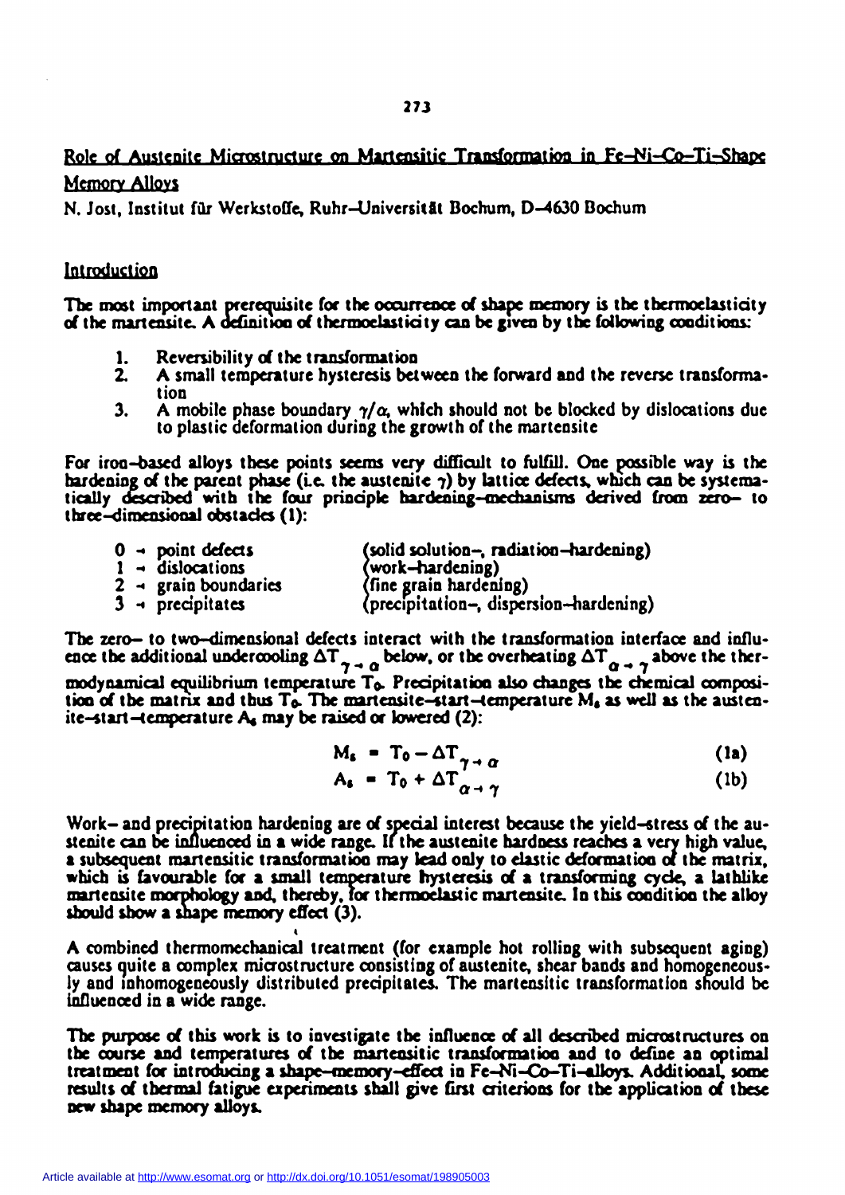# Role of Austenite Microstructure on Martensitic Transformation in Fe–Ni–Co–Ti–Shape Memory Alloys

N. Jost, Institut für Werkstoffe, Ruhr–Universität Bochum, D–4630 Bochum

## Introduction

The most important prerequisite for the occurrence of shape memory is the thermoelasticity of the martensite. A definition of thermoelasticity can be given by the following conditions:

1. Reversibility of the transformation
2. A small temperature hysteresis between the forward and the reverse transformation
3. A mobile phase boundary $\gamma/\alpha$, which should not be blocked by dislocations due to plastic deformation during the growth of the martensite

For iron–based alloys these points seems very difficult to fulfill. One possible way is the hardening of the parent phase (i.e. the austenite $\gamma$) by lattice defects, which can be systematically described with the four principle hardening–mechanisms derived from zero– to three–dimensional obstacles (1):

| | |
|---|---|
| 0 → point defects | (solid solution–, radiation–hardening) |
| 1 → dislocations | (work–hardening) |
| 2 → grain boundaries | (fine grain hardening) |
| 3 → precipitates | (precipitation–, dispersion–hardening) |

The zero– to two–dimensional defects interact with the transformation interface and influence the additional undercooling $\Delta T_{\gamma \to \alpha}$ below, or the overheating $\Delta T_{\alpha \to \gamma}$ above the thermodynamical equilibrium temperature $T_0$. Precipitation also changes the chemical composition of the matrix and thus $T_0$. The martensite–start–temperature $M_s$ as well as the austenite–start–temperature $A_s$ may be raised or lowered (2):

$$M_s = T_0 - \Delta T_{\gamma \to \alpha} \tag{1a}$$

$$A_s = T_0 + \Delta T_{\alpha \to \gamma} \tag{1b}$$

Work– and precipitation hardening are of special interest because the yield–stress of the austenite can be influenced in a wide range. If the austenite hardness reaches a very high value, a subsequent martensitic transformation may lead only to elastic deformation of the matrix, which is favourable for a small temperature hysteresis of a transforming cycle, a lathlike martensite morphology and, thereby, for thermoelastic martensite. In this condition the alloy should show a shape memory effect (3).

A combined thermomechanical treatment (for example hot rolling with subsequent aging) causes quite a complex microstructure consisting of austenite, shear bands and homogeneously and inhomogeneously distributed precipitates. The martensitic transformation should be influenced in a wide range.

The purpose of this work is to investigate the influence of all described microstructures on the course and temperatures of the martensitic transformation and to define an optimal treatment for introducing a shape–memory–effect in Fe–Ni–Co–Ti–alloys. Additional, some results of thermal fatigue experiments shall give first criterions for the application of these new shape memory alloys.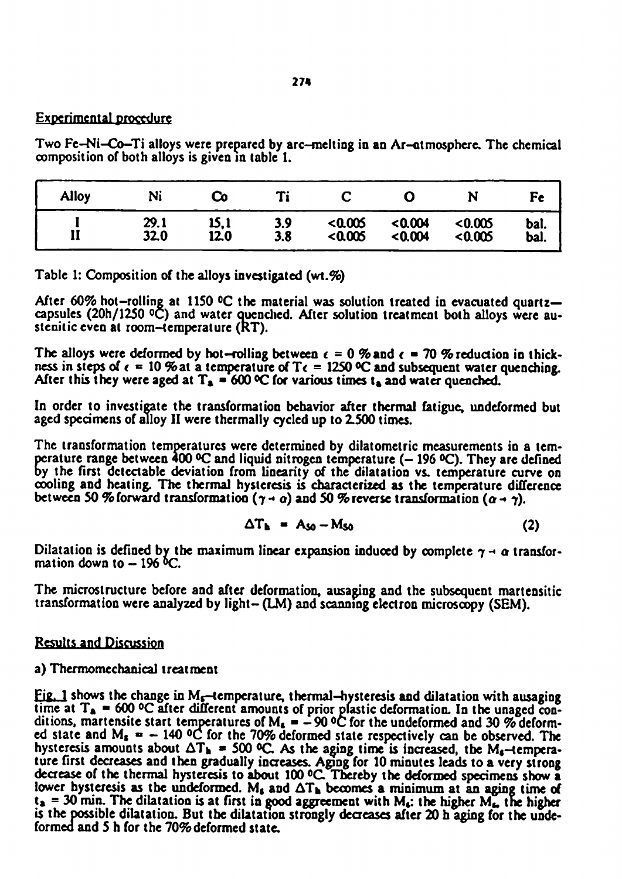## Experimental procedure

Two Fe–Ni–Co–Ti alloys were prepared by arc–melting in an Ar–atmosphere. The chemical composition of both alloys is given in table 1.

| Alloy | Ni | Co | Ti | C | O | N | Fe |
|---|---|---|---|---|---|---|---|
| I | 29.1 | 15.1 | 3.9 | <0.005 | <0.004 | <0.005 | bal. |
| II | 32.0 | 12.0 | 3.8 | <0.005 | <0.004 | <0.005 | bal. |

Table 1: Composition of the alloys investigated (wt.%)

After 60% hot–rolling at 1150 °C the material was solution treated in evacuated quartz—capsules (20h/1250 °C) and water quenched. After solution treatment both alloys were austenitic even at room–temperature (RT).

The alloys were deformed by hot–rolling between $\epsilon = 0$ % and $\epsilon = 70$ % reduction in thickness in steps of $\epsilon = 10$ % at a temperature of $T_\epsilon = 1250$ °C and subsequent water quenching. After this they were aged at $T_a = 600$ °C for various times $t_a$ and water quenched.

In order to investigate the transformation behavior after thermal fatigue, undeformed but aged specimens of alloy II were thermally cycled up to 2.500 times.

The transformation temperatures were determined by dilatometric measurements in a temperature range between 400 °C and liquid nitrogen temperature (– 196 °C). They are defined by the first detectable deviation from linearity of the dilatation vs. temperature curve on cooling and heating. The thermal hysteresis is characterized as the temperature difference between 50 % forward transformation ($\gamma \rightarrow \alpha$) and 50 % reverse transformation ($\alpha \rightarrow \gamma$).

$$\Delta T_h = A_{50} - M_{50} \tag{2}$$

Dilatation is defined by the maximum linear expansion induced by complete $\gamma \rightarrow \alpha$ transformation down to – 196 °C.

The microstructure before and after deformation, ausaging and the subsequent martensitic transformation were analyzed by light– (LM) and scanning electron microscopy (SEM).

## Results and Discussion

### a) Thermomechanical treatment

Fig. 1 shows the change in $M_s$–temperature, thermal–hysteresis and dilatation with ausaging time at $T_a = 600$ °C after different amounts of prior plastic deformation. In the unaged conditions, martensite start temperatures of $M_s = -90$ °C for the undeformed and 30 % deformed state and $M_s = -140$ °C for the 70% deformed state respectively can be observed. The hysteresis amounts about $\Delta T_h = 500$ °C. As the aging time is increased, the $M_s$–temperature first decreases and then gradually increases. Aging for 10 minutes leads to a very strong decrease of the thermal hysteresis to about 100 °C. Thereby the deformed specimens show a lower hysteresis as the undeformed. $M_s$ and $\Delta T_h$ becomes a minimum at an aging time of $t_a = 30$ min. The dilatation is at first in good aggreement with $M_s$: the higher $M_s$, the higher is the possible dilatation. But the dilatation strongly decreases after 20 h aging for the undeformed and 5 h for the 70% deformed state.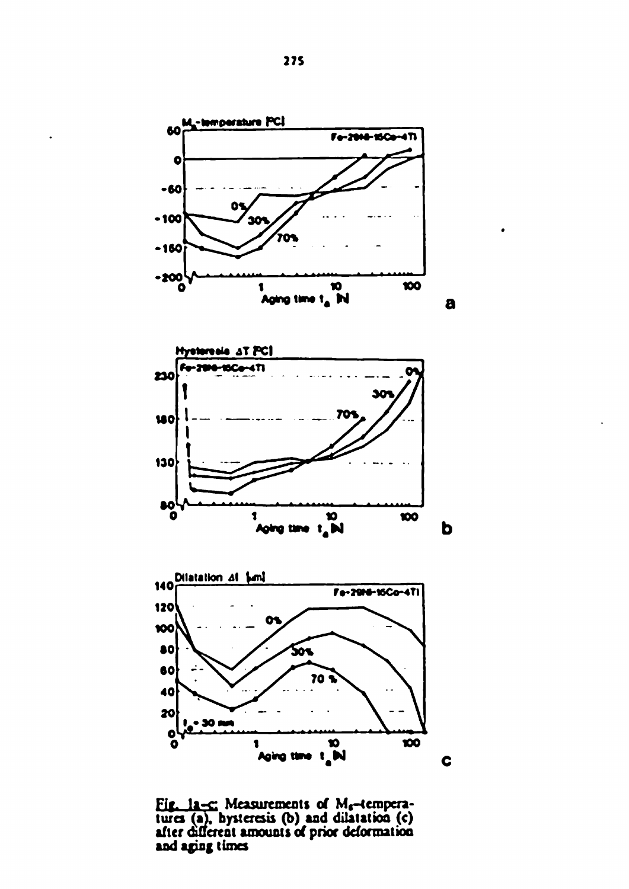Fig. 1a–c: Measurements of $M_s$–temperatures (a), hysteresis (b) and dilatation (c) after different amounts of prior deformation and aging times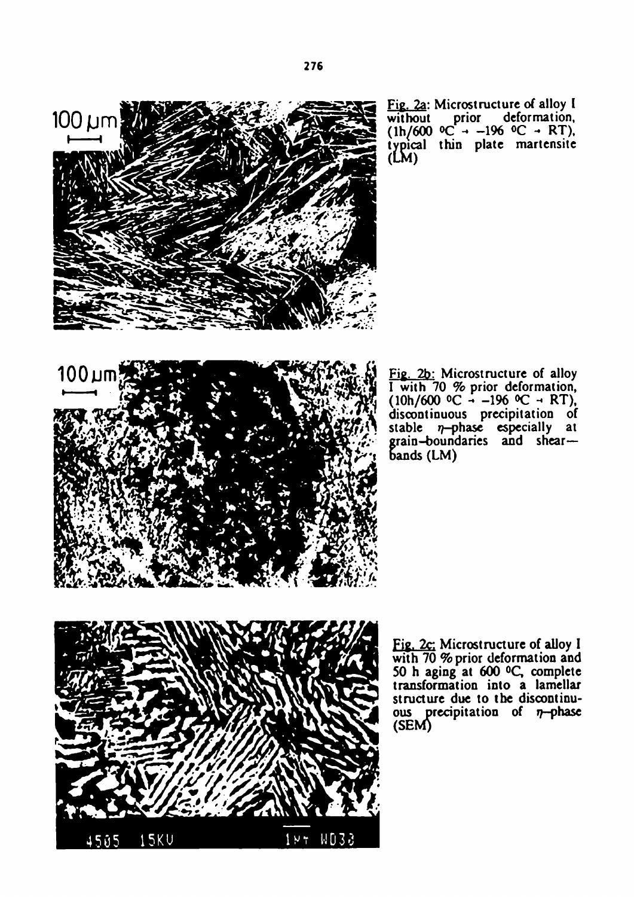Fig. 2a: Microstructure of alloy I without prior deformation, (1h/600 °C → −196 °C → RT), typical thin plate martensite (LM)

Fig. 2b: Microstructure of alloy I with 70 % prior deformation, (10h/600 °C → −196 °C → RT), discontinuous precipitation of stable $\eta$-phase especially at grain-boundaries and shear-bands (LM)

Fig. 2c: Microstructure of alloy I with 70 % prior deformation and 50 h aging at 600 °C, complete transformation into a lamellar structure due to the discontinuous precipitation of $\eta$-phase (SEM)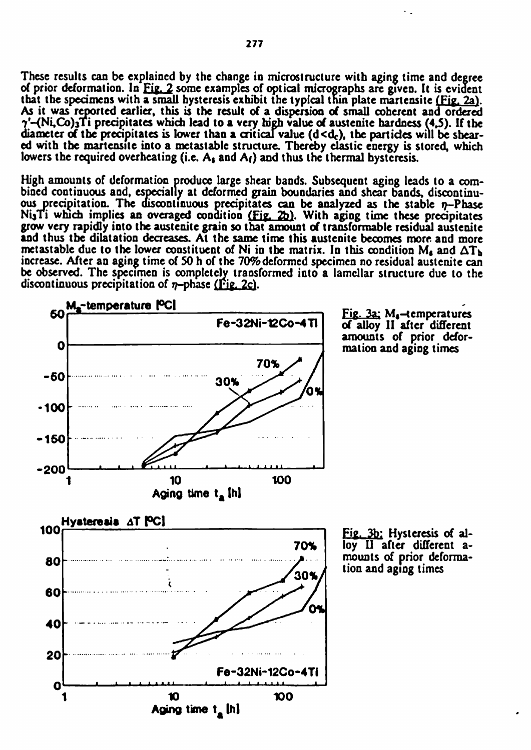These results can be explained by the change in microstructure with aging time and degree of prior deformation. In Fig. 2 some examples of optical micrographs are given. It is evident that the specimens with a small hysteresis exhibit the typical thin plate martensite (Fig. 2a). As it was reported earlier, this is the result of a dispersion of small coherent and ordered $\gamma'$-$(Ni,Co)_3Ti$ precipitates which lead to a very high value of austenite hardness (4,5). If the diameter of the precipitates is lower than a critical value ($d<d_c$), the particles will be sheared with the martensite into a metastable structure. Thereby elastic energy is stored, which lowers the required overheating (i.e. $A_s$ and $A_f$) and thus the thermal hysteresis.

High amounts of deformation produce large shear bands. Subsequent aging leads to a combined continuous and, especially at deformed grain boundaries and shear bands, discontinuous precipitation. The discontinuous precipitates can be analyzed as the stable $\eta$-Phase $Ni_3Ti$ which implies an overaged condition (Fig. 2b). With aging time these precipitates grow very rapidly into the austenite grain so that amount of transformable residual austenite and thus the dilatation decreases. At the same time this austenite becomes more and more metastable due to the lower constituent of Ni in the matrix. In this condition $M_s$ and $\Delta T_h$ increase. After an aging time of 50 h of the 70% deformed specimen no residual austenite can be observed. The specimen is completely transformed into a lamellar structure due to the discontinuous precipitation of $\eta$-phase (Fig. 2c).

Fig. 3a: $M_s$-temperatures of alloy II after different amounts of prior deformation and aging times

Fig. 3b: Hysteresis of alloy II after different amounts of prior deformation and aging times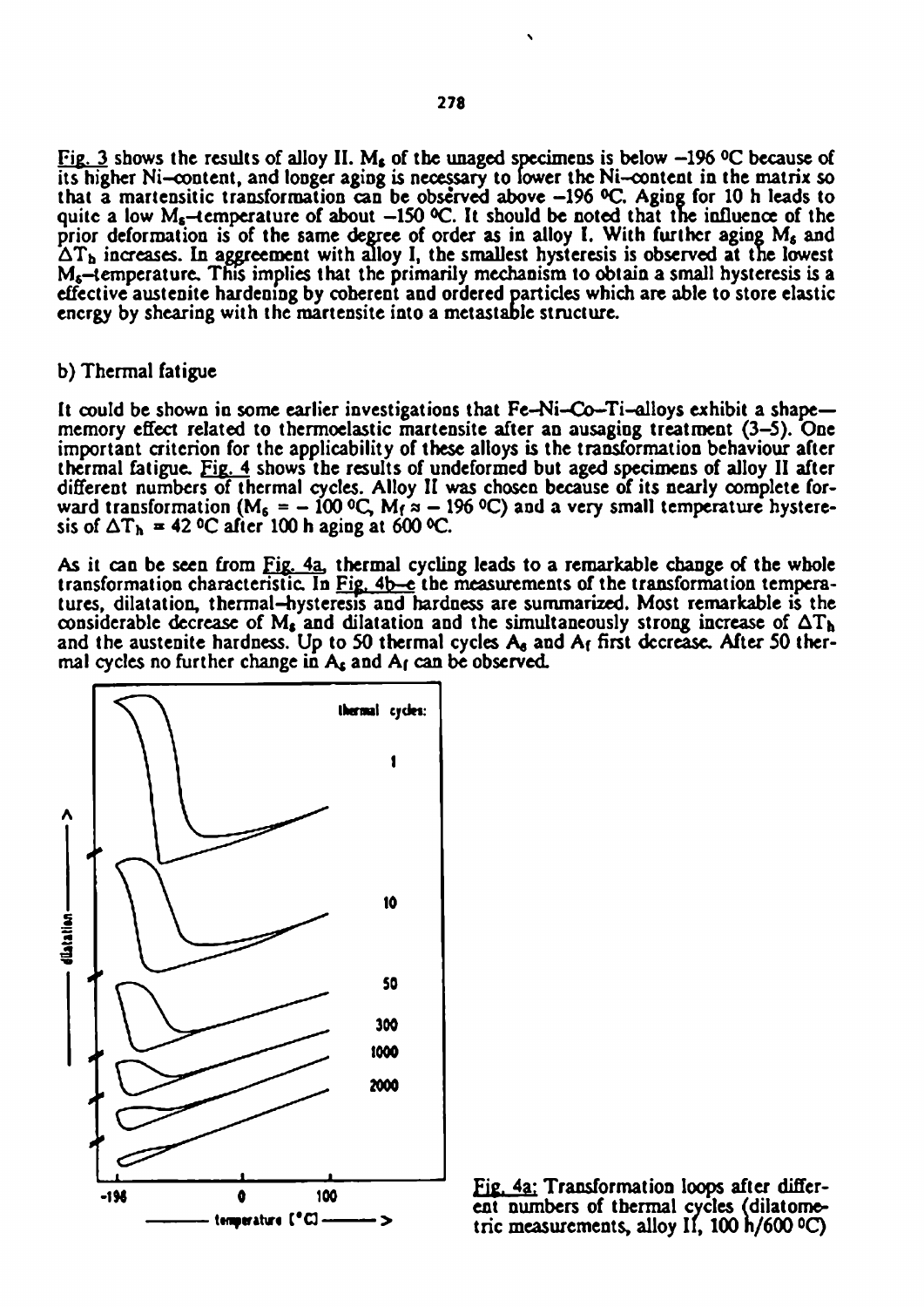Fig. 3 shows the results of alloy II. $M_s$ of the unaged specimens is below −196 °C because of its higher Ni–content, and longer aging is necessary to lower the Ni–content in the matrix so that a martensitic transformation can be observed above −196 °C. Aging for 10 h leads to quite a low $M_s$–temperature of about −150 °C. It should be noted that the influence of the prior deformation is of the same degree of order as in alloy I. With further aging $M_s$ and $\Delta T_h$ increases. In aggreement with alloy I, the smallest hysteresis is observed at the lowest $M_s$–temperature. This implies that the primarily mechanism to obtain a small hysteresis is a effective austenite hardening by coherent and ordered particles which are able to store elastic energy by shearing with the martensite into a metastable structure.

## b) Thermal fatigue

It could be shown in some earlier investigations that Fe–Ni–Co–Ti–alloys exhibit a shape—memory effect related to thermoelastic martensite after an ausaging treatment (3–5). One important criterion for the applicability of these alloys is the transformation behaviour after thermal fatigue. Fig. 4 shows the results of undeformed but aged specimens of alloy II after different numbers of thermal cycles. Alloy II was chosen because of its nearly complete forward transformation ($M_s$ = − 100 °C, $M_f$ ≈ − 196 °C) and a very small temperature hysteresis of $\Delta T_h$ = 42 °C after 100 h aging at 600 °C.

As it can be seen from Fig. 4a, thermal cycling leads to a remarkable change of the whole transformation characteristic. In Fig. 4b–e the measurements of the transformation temperatures, dilatation, thermal–hysteresis and hardness are summarized. Most remarkable is the considerable decrease of $M_s$ and dilatation and the simultaneously strong increase of $\Delta T_h$ and the austenite hardness. Up to 50 thermal cycles $A_s$ and $A_f$ first decrease. After 50 thermal cycles no further change in $A_s$ and $A_f$ can be observed.

Fig. 4a: Transformation loops after different numbers of thermal cycles (dilatometric measurements, alloy II, 100 h/600 °C)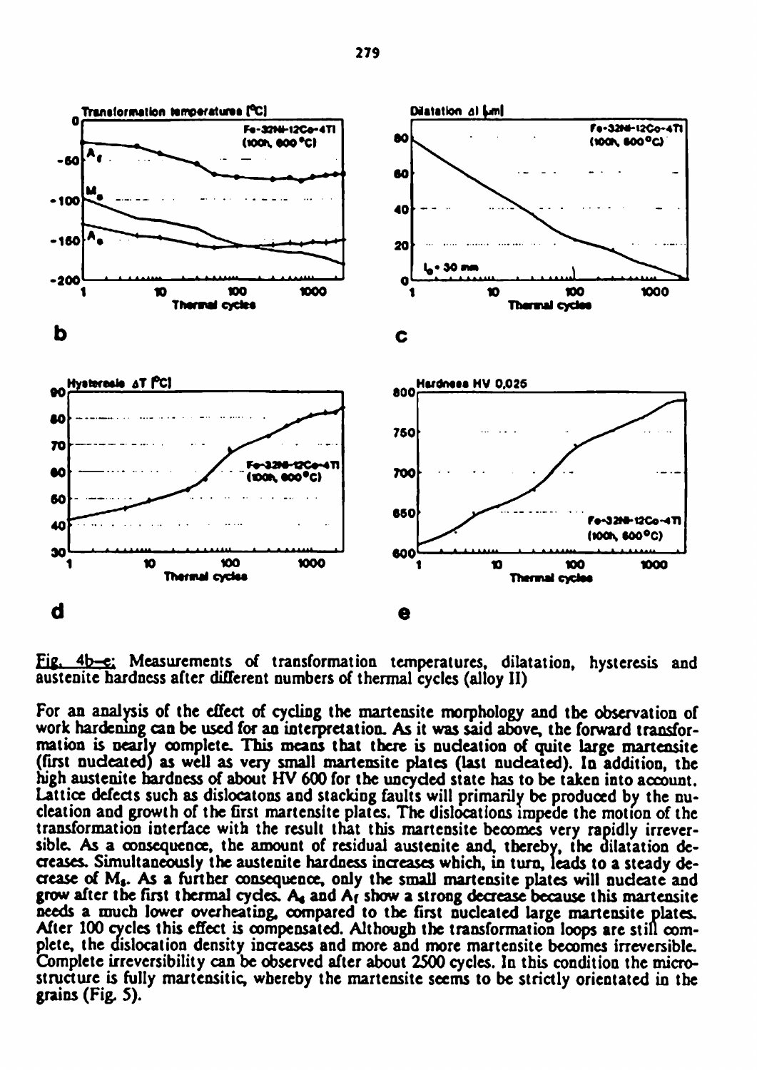Fig. 4b–e: Measurements of transformation temperatures, dilatation, hysteresis and austenite hardness after different numbers of thermal cycles (alloy II)

For an analysis of the effect of cycling the martensite morphology and the observation of work hardening can be used for an interpretation. As it was said above, the forward transformation is nearly complete. This means that there is nucleation of quite large martensite (first nucleated) as well as very small martensite plates (last nucleated). In addition, the high austenite hardness of about HV 600 for the uncycled state has to be taken into account. Lattice defects such as dislocatons and stacking faults will primarily be produced by the nucleation and growth of the first martensite plates. The dislocations impede the motion of the transformation interface with the result that this martensite becomes very rapidly irreversible. As a consequence, the amount of residual austenite and, thereby, the dilatation decreases. Simultaneously the austenite hardness increases which, in turn, leads to a steady decrease of $M_s$. As a further consequence, only the small martensite plates will nucleate and grow after the first thermal cycles. $A_s$ and $A_f$ show a strong decrease because this martensite needs a much lower overheating, compared to the first nucleated large martensite plates. After 100 cycles this effect is compensated. Although the transformation loops are still complete, the dislocation density increases and more and more martensite becomes irreversible. Complete irreversibility can be observed after about 2500 cycles. In this condition the microstructure is fully martensitic, whereby the martensite seems to be strictly orientated in the grains (Fig. 5).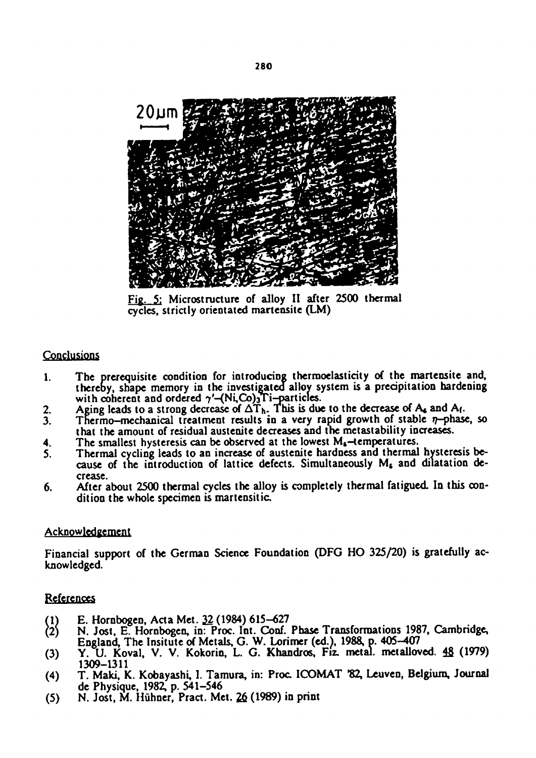20µm

Fig. 5: Microstructure of alloy II after 2500 thermal cycles, strictly orientated martensite (LM)

## Conclusions

1. The prerequisite condition for introducing thermoelasticity of the martensite and, thereby, shape memory in the investigated alloy system is a precipitation hardening with coherent and ordered $\gamma'$–$(Ni,Co)_3Ti$–particles.
2. Aging leads to a strong decrease of $\Delta T_h$. This is due to the decrease of $A_s$ and $A_f$.
3. Thermo–mechanical treatment results in a very rapid growth of stable $\eta$–phase, so that the amount of residual austenite decreases and the metastability increases.
4. The smallest hysteresis can be observed at the lowest $M_s$–temperatures.
5. Thermal cycling leads to an increase of austenite hardness and thermal hysteresis because of the introduction of lattice defects. Simultaneously $M_s$ and dilatation decrease.
6. After about 2500 thermal cycles the alloy is completely thermal fatigued. In this condition the whole specimen is martensitic.

## Acknowledgement

Financial support of the German Science Foundation (DFG HO 325/20) is gratefully acknowledged.

## References

(1) E. Hornbogen, Acta Met. 32 (1984) 615–627
(2) N. Jost, E. Hornbogen, in: Proc. Int. Conf. Phase Transformations 1987, Cambridge, England, The Insitute of Metals, G. W. Lorimer (ed.), 1988, p. 405–407
(3) Y. U. Koval, V. V. Kokorin, L. G. Khandros, Fiz. metal. metalloved. 48 (1979) 1309–1311
(4) T. Maki, K. Kobayashi, I. Tamura, in: Proc. ICOMAT '82, Leuven, Belgium, Journal de Physique, 1982, p. 541–546
(5) N. Jost, M. Hühner, Pract. Met. 26 (1989) in print